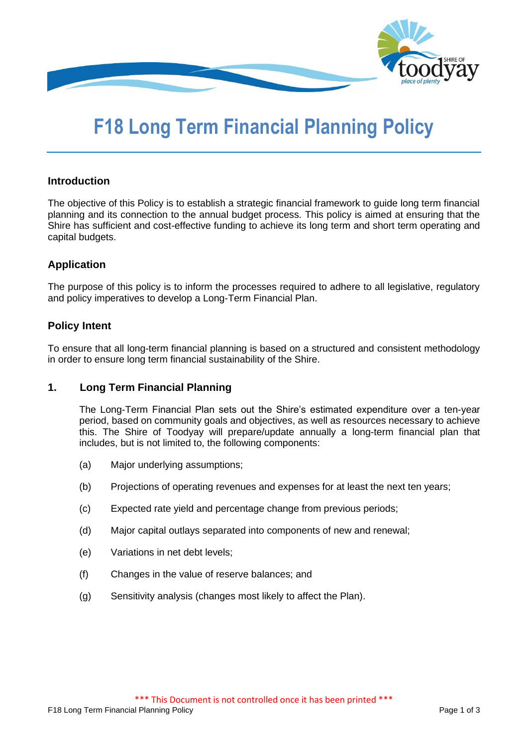# F18 Long Term Financial Planning Policy

## Introduction

The objective of this Policy is to establish a strategic financial framework to guide long term financial planning and its connection to the annual budget process. This policy is aimed at ensuring that the Shire has sufficient and cost-effective funding to achieve its long term and short term operating and capital budgets.

## Application

The purpose of this policy is to inform the processes required to adhere to all legislative, regulatory and policy imperatives to develop a Long-Term Financial Plan.

## Policy Intent

To ensure that all long-term financial planning is based on a structured and consistent methodology in order to ensure long term financial sustainability of the Shire.

## 1. Long Term Financial Planning

The Long-Term Financial Plan sets out the Shire's estimated expenditure over a ten-year period, based on community goals and objectives, as well as resources necessary to achieve this. The Shire of Toodyay will prepare/update annually a long-term financial plan that includes, but is not limited to, the following components:

(a) Major underlying assumptions;

(b) Projections of operating revenues and expenses for at least the next ten years;

(c) Expected rate yield and percentage change from previous periods;

(d) Major capital outlays separated into components of new and renewal;

(e) Variations in net debt levels;

(f) Changes in the value of reserve balances; and

(g) Sensitivity analysis (changes most likely to affect the Plan).

*** This Document is not controlled once it has been printed ***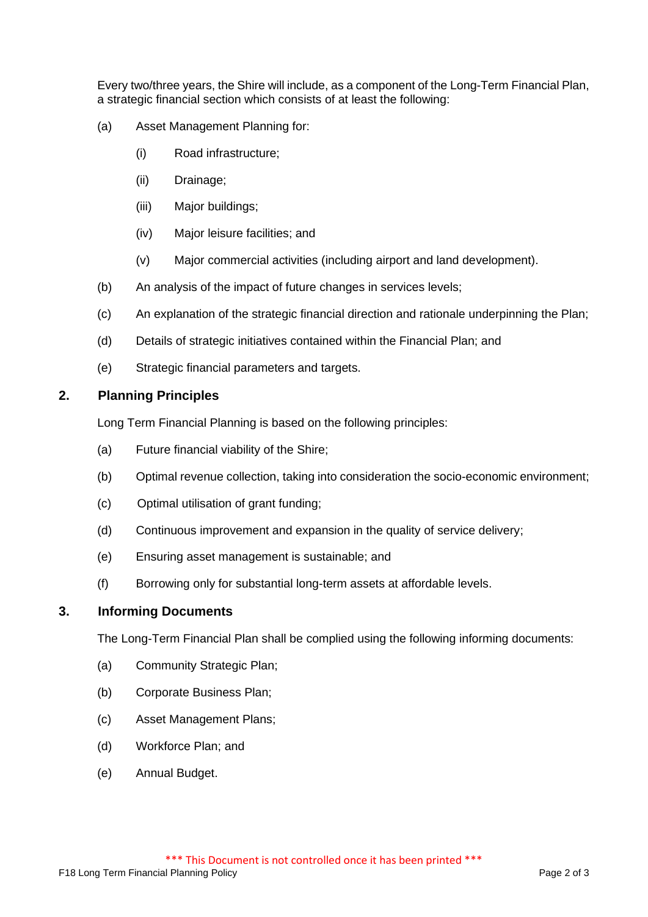Every two/three years, the Shire will include, as a component of the Long-Term Financial Plan, a strategic financial section which consists of at least the following:

(a) Asset Management Planning for:

  (i) Road infrastructure;

  (ii) Drainage;

  (iii) Major buildings;

  (iv) Major leisure facilities; and

  (v) Major commercial activities (including airport and land development).

(b) An analysis of the impact of future changes in services levels;

(c) An explanation of the strategic financial direction and rationale underpinning the Plan;

(d) Details of strategic initiatives contained within the Financial Plan; and

(e) Strategic financial parameters and targets.

## 2. Planning Principles

Long Term Financial Planning is based on the following principles:

(a) Future financial viability of the Shire;

(b) Optimal revenue collection, taking into consideration the socio-economic environment;

(c) Optimal utilisation of grant funding;

(d) Continuous improvement and expansion in the quality of service delivery;

(e) Ensuring asset management is sustainable; and

(f) Borrowing only for substantial long-term assets at affordable levels.

## 3. Informing Documents

The Long-Term Financial Plan shall be complied using the following informing documents:

(a) Community Strategic Plan;

(b) Corporate Business Plan;

(c) Asset Management Plans;

(d) Workforce Plan; and

(e) Annual Budget.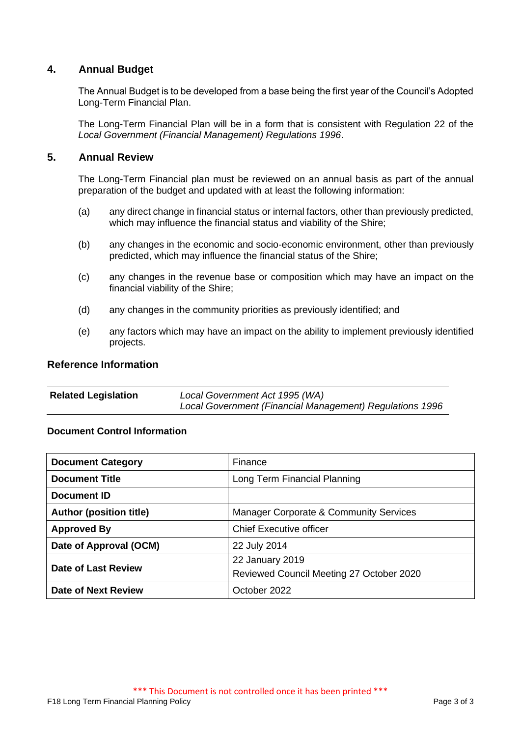## 4. Annual Budget

The Annual Budget is to be developed from a base being the first year of the Council's Adopted Long-Term Financial Plan.

The Long-Term Financial Plan will be in a form that is consistent with Regulation 22 of the *Local Government (Financial Management) Regulations 1996*.

## 5. Annual Review

The Long-Term Financial plan must be reviewed on an annual basis as part of the annual preparation of the budget and updated with at least the following information:

(a) any direct change in financial status or internal factors, other than previously predicted, which may influence the financial status and viability of the Shire;

(b) any changes in the economic and socio-economic environment, other than previously predicted, which may influence the financial status of the Shire;

(c) any changes in the revenue base or composition which may have an impact on the financial viability of the Shire;

(d) any changes in the community priorities as previously identified; and

(e) any factors which may have an impact on the ability to implement previously identified projects.

## Reference Information

| | |
|---|---|
| **Related Legislation** | *Local Government Act 1995 (WA)*<br>*Local Government (Financial Management) Regulations 1996* |

### Document Control Information

| | |
|---|---|
| **Document Category** | Finance |
| **Document Title** | Long Term Financial Planning |
| **Document ID** | |
| **Author (position title)** | Manager Corporate & Community Services |
| **Approved By** | Chief Executive officer |
| **Date of Approval (OCM)** | 22 July 2014 |
| **Date of Last Review** | 22 January 2019<br>Reviewed Council Meeting 27 October 2020 |
| **Date of Next Review** | October 2022 |

\*\*\* This Document is not controlled once it has been printed \*\*\*

F18 Long Term Financial Planning Policy